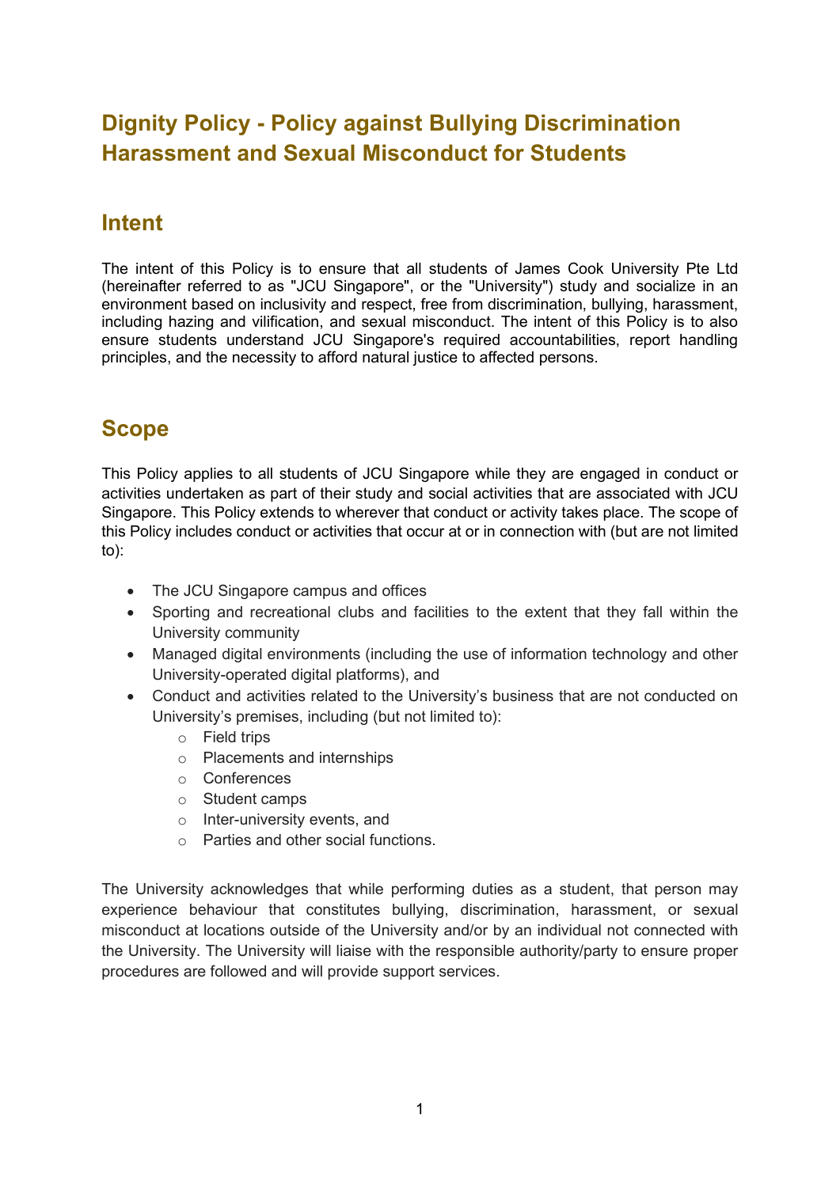# Dignity Policy - Policy against Bullying Discrimination Harassment and Sexual Misconduct for Students

## Intent

The intent of this Policy is to ensure that all students of James Cook University Pte Ltd (hereinafter referred to as "JCU Singapore", or the "University") study and socialize in an environment based on inclusivity and respect, free from discrimination, bullying, harassment, including hazing and vilification, and sexual misconduct. The intent of this Policy is to also ensure students understand JCU Singapore's required accountabilities, report handling principles, and the necessity to afford natural justice to affected persons.

## Scope

This Policy applies to all students of JCU Singapore while they are engaged in conduct or activities undertaken as part of their study and social activities that are associated with JCU Singapore. This Policy extends to wherever that conduct or activity takes place. The scope of this Policy includes conduct or activities that occur at or in connection with (but are not limited to):

- The JCU Singapore campus and offices
- Sporting and recreational clubs and facilities to the extent that they fall within the University community
- Managed digital environments (including the use of information technology and other University-operated digital platforms), and
- Conduct and activities related to the University's business that are not conducted on University's premises, including (but not limited to):
  - Field trips
  - Placements and internships
  - Conferences
  - Student camps
  - Inter-university events, and
  - Parties and other social functions.

The University acknowledges that while performing duties as a student, that person may experience behaviour that constitutes bullying, discrimination, harassment, or sexual misconduct at locations outside of the University and/or by an individual not connected with the University. The University will liaise with the responsible authority/party to ensure proper procedures are followed and will provide support services.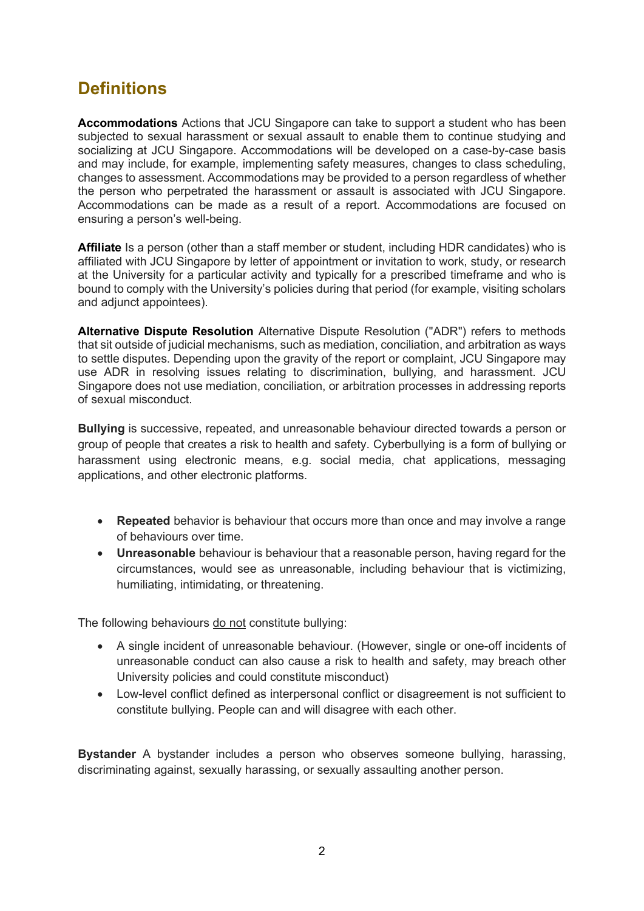## Definitions

**Accommodations** Actions that JCU Singapore can take to support a student who has been subjected to sexual harassment or sexual assault to enable them to continue studying and socializing at JCU Singapore. Accommodations will be developed on a case-by-case basis and may include, for example, implementing safety measures, changes to class scheduling, changes to assessment. Accommodations may be provided to a person regardless of whether the person who perpetrated the harassment or assault is associated with JCU Singapore. Accommodations can be made as a result of a report. Accommodations are focused on ensuring a person's well-being.

**Affiliate** Is a person (other than a staff member or student, including HDR candidates) who is affiliated with JCU Singapore by letter of appointment or invitation to work, study, or research at the University for a particular activity and typically for a prescribed timeframe and who is bound to comply with the University's policies during that period (for example, visiting scholars and adjunct appointees).

**Alternative Dispute Resolution** Alternative Dispute Resolution ("ADR") refers to methods that sit outside of judicial mechanisms, such as mediation, conciliation, and arbitration as ways to settle disputes. Depending upon the gravity of the report or complaint, JCU Singapore may use ADR in resolving issues relating to discrimination, bullying, and harassment. JCU Singapore does not use mediation, conciliation, or arbitration processes in addressing reports of sexual misconduct.

**Bullying** is successive, repeated, and unreasonable behaviour directed towards a person or group of people that creates a risk to health and safety. Cyberbullying is a form of bullying or harassment using electronic means, e.g. social media, chat applications, messaging applications, and other electronic platforms.

- **Repeated** behavior is behaviour that occurs more than once and may involve a range of behaviours over time.
- **Unreasonable** behaviour is behaviour that a reasonable person, having regard for the circumstances, would see as unreasonable, including behaviour that is victimizing, humiliating, intimidating, or threatening.

The following behaviours do not constitute bullying:

- A single incident of unreasonable behaviour. (However, single or one-off incidents of unreasonable conduct can also cause a risk to health and safety, may breach other University policies and could constitute misconduct)
- Low-level conflict defined as interpersonal conflict or disagreement is not sufficient to constitute bullying. People can and will disagree with each other.

**Bystander** A bystander includes a person who observes someone bullying, harassing, discriminating against, sexually harassing, or sexually assaulting another person.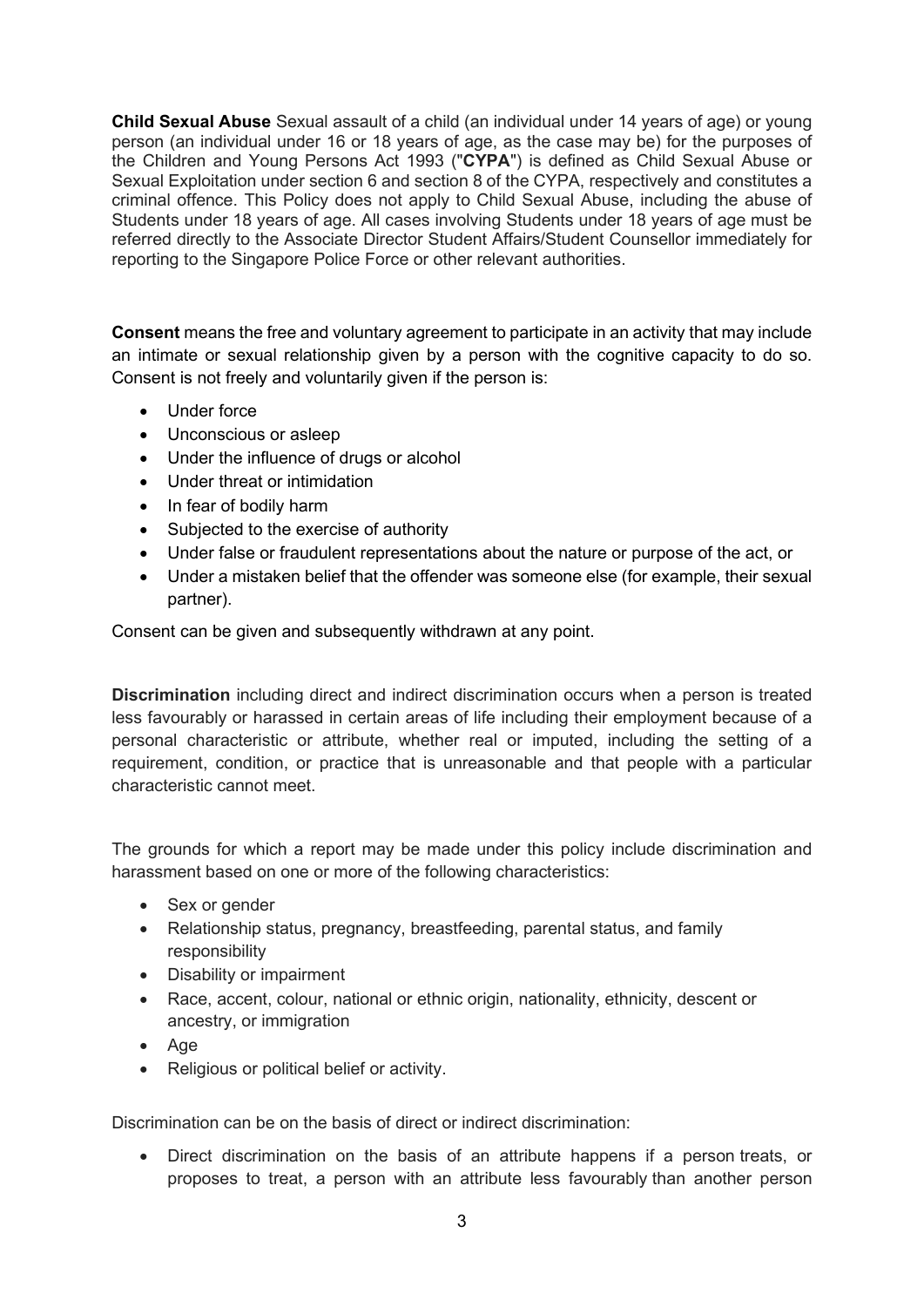**Child Sexual Abuse** Sexual assault of a child (an individual under 14 years of age) or young person (an individual under 16 or 18 years of age, as the case may be) for the purposes of the Children and Young Persons Act 1993 ("**CYPA**") is defined as Child Sexual Abuse or Sexual Exploitation under section 6 and section 8 of the CYPA, respectively and constitutes a criminal offence. This Policy does not apply to Child Sexual Abuse, including the abuse of Students under 18 years of age. All cases involving Students under 18 years of age must be referred directly to the Associate Director Student Affairs/Student Counsellor immediately for reporting to the Singapore Police Force or other relevant authorities.

**Consent** means the free and voluntary agreement to participate in an activity that may include an intimate or sexual relationship given by a person with the cognitive capacity to do so. Consent is not freely and voluntarily given if the person is:

- Under force
- Unconscious or asleep
- Under the influence of drugs or alcohol
- Under threat or intimidation
- In fear of bodily harm
- Subjected to the exercise of authority
- Under false or fraudulent representations about the nature or purpose of the act, or
- Under a mistaken belief that the offender was someone else (for example, their sexual partner).

Consent can be given and subsequently withdrawn at any point.

**Discrimination** including direct and indirect discrimination occurs when a person is treated less favourably or harassed in certain areas of life including their employment because of a personal characteristic or attribute, whether real or imputed, including the setting of a requirement, condition, or practice that is unreasonable and that people with a particular characteristic cannot meet.

The grounds for which a report may be made under this policy include discrimination and harassment based on one or more of the following characteristics:

- Sex or gender
- Relationship status, pregnancy, breastfeeding, parental status, and family responsibility
- Disability or impairment
- Race, accent, colour, national or ethnic origin, nationality, ethnicity, descent or ancestry, or immigration
- Age
- Religious or political belief or activity.

Discrimination can be on the basis of direct or indirect discrimination:

- Direct discrimination on the basis of an attribute happens if a person treats, or proposes to treat, a person with an attribute less favourably than another person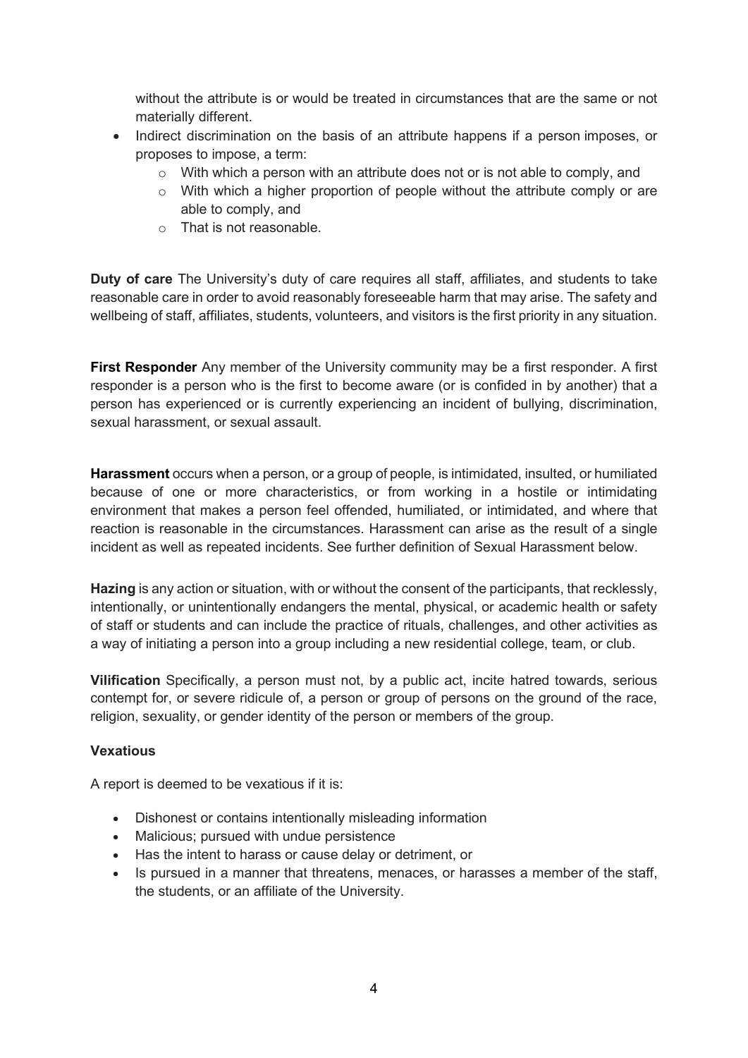without the attribute is or would be treated in circumstances that are the same or not materially different.

- Indirect discrimination on the basis of an attribute happens if a person imposes, or proposes to impose, a term:
  - With which a person with an attribute does not or is not able to comply, and
  - With which a higher proportion of people without the attribute comply or are able to comply, and
  - That is not reasonable.

**Duty of care** The University's duty of care requires all staff, affiliates, and students to take reasonable care in order to avoid reasonably foreseeable harm that may arise. The safety and wellbeing of staff, affiliates, students, volunteers, and visitors is the first priority in any situation.

**First Responder** Any member of the University community may be a first responder. A first responder is a person who is the first to become aware (or is confided in by another) that a person has experienced or is currently experiencing an incident of bullying, discrimination, sexual harassment, or sexual assault.

**Harassment** occurs when a person, or a group of people, is intimidated, insulted, or humiliated because of one or more characteristics, or from working in a hostile or intimidating environment that makes a person feel offended, humiliated, or intimidated, and where that reaction is reasonable in the circumstances. Harassment can arise as the result of a single incident as well as repeated incidents. See further definition of Sexual Harassment below.

**Hazing** is any action or situation, with or without the consent of the participants, that recklessly, intentionally, or unintentionally endangers the mental, physical, or academic health or safety of staff or students and can include the practice of rituals, challenges, and other activities as a way of initiating a person into a group including a new residential college, team, or club.

**Vilification** Specifically, a person must not, by a public act, incite hatred towards, serious contempt for, or severe ridicule of, a person or group of persons on the ground of the race, religion, sexuality, or gender identity of the person or members of the group.

**Vexatious**

A report is deemed to be vexatious if it is:

- Dishonest or contains intentionally misleading information
- Malicious; pursued with undue persistence
- Has the intent to harass or cause delay or detriment, or
- Is pursued in a manner that threatens, menaces, or harasses a member of the staff, the students, or an affiliate of the University.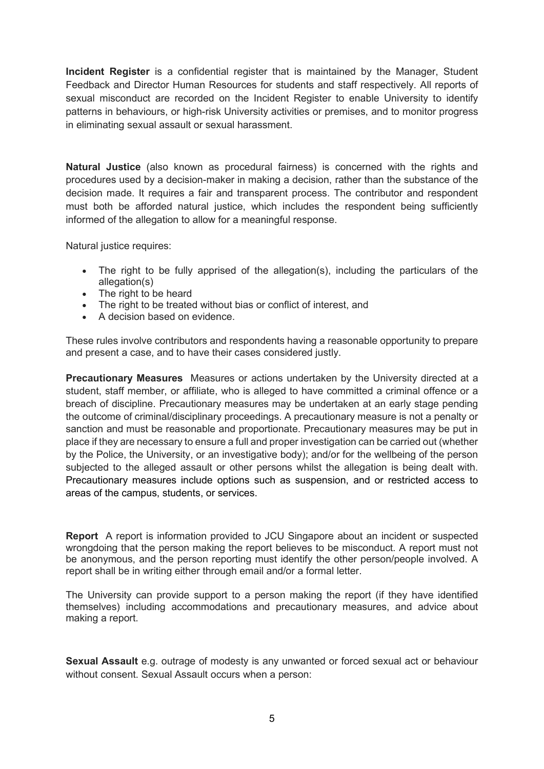**Incident Register** is a confidential register that is maintained by the Manager, Student Feedback and Director Human Resources for students and staff respectively. All reports of sexual misconduct are recorded on the Incident Register to enable University to identify patterns in behaviours, or high-risk University activities or premises, and to monitor progress in eliminating sexual assault or sexual harassment.

**Natural Justice** (also known as procedural fairness) is concerned with the rights and procedures used by a decision-maker in making a decision, rather than the substance of the decision made. It requires a fair and transparent process. The contributor and respondent must both be afforded natural justice, which includes the respondent being sufficiently informed of the allegation to allow for a meaningful response.

Natural justice requires:

- The right to be fully apprised of the allegation(s), including the particulars of the allegation(s)
- The right to be heard
- The right to be treated without bias or conflict of interest, and
- A decision based on evidence.

These rules involve contributors and respondents having a reasonable opportunity to prepare and present a case, and to have their cases considered justly.

**Precautionary Measures** Measures or actions undertaken by the University directed at a student, staff member, or affiliate, who is alleged to have committed a criminal offence or a breach of discipline. Precautionary measures may be undertaken at an early stage pending the outcome of criminal/disciplinary proceedings. A precautionary measure is not a penalty or sanction and must be reasonable and proportionate. Precautionary measures may be put in place if they are necessary to ensure a full and proper investigation can be carried out (whether by the Police, the University, or an investigative body); and/or for the wellbeing of the person subjected to the alleged assault or other persons whilst the allegation is being dealt with. Precautionary measures include options such as suspension, and or restricted access to areas of the campus, students, or services.

**Report** A report is information provided to JCU Singapore about an incident or suspected wrongdoing that the person making the report believes to be misconduct. A report must not be anonymous, and the person reporting must identify the other person/people involved. A report shall be in writing either through email and/or a formal letter.

The University can provide support to a person making the report (if they have identified themselves) including accommodations and precautionary measures, and advice about making a report.

**Sexual Assault** e.g. outrage of modesty is any unwanted or forced sexual act or behaviour without consent. Sexual Assault occurs when a person: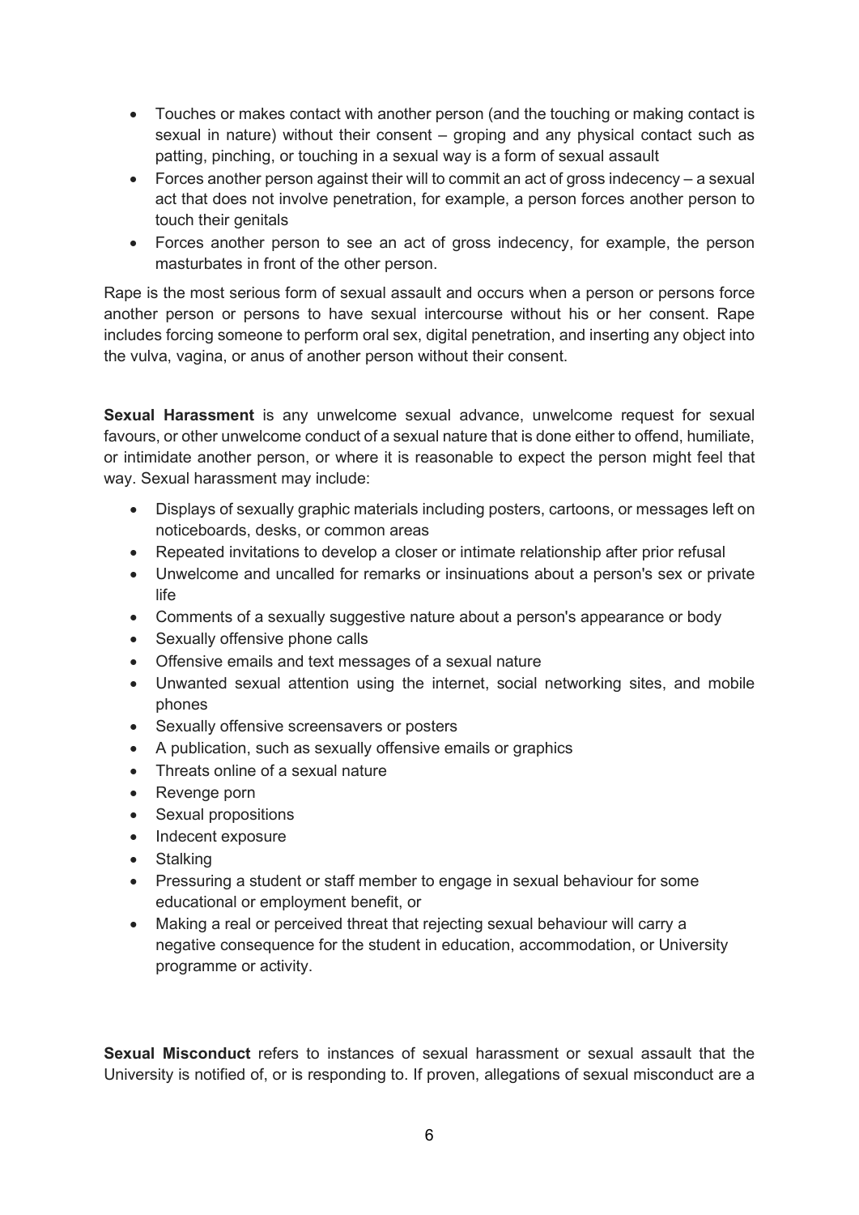- Touches or makes contact with another person (and the touching or making contact is sexual in nature) without their consent – groping and any physical contact such as patting, pinching, or touching in a sexual way is a form of sexual assault
- Forces another person against their will to commit an act of gross indecency – a sexual act that does not involve penetration, for example, a person forces another person to touch their genitals
- Forces another person to see an act of gross indecency, for example, the person masturbates in front of the other person.

Rape is the most serious form of sexual assault and occurs when a person or persons force another person or persons to have sexual intercourse without his or her consent. Rape includes forcing someone to perform oral sex, digital penetration, and inserting any object into the vulva, vagina, or anus of another person without their consent.

**Sexual Harassment** is any unwelcome sexual advance, unwelcome request for sexual favours, or other unwelcome conduct of a sexual nature that is done either to offend, humiliate, or intimidate another person, or where it is reasonable to expect the person might feel that way. Sexual harassment may include:

- Displays of sexually graphic materials including posters, cartoons, or messages left on noticeboards, desks, or common areas
- Repeated invitations to develop a closer or intimate relationship after prior refusal
- Unwelcome and uncalled for remarks or insinuations about a person's sex or private life
- Comments of a sexually suggestive nature about a person's appearance or body
- Sexually offensive phone calls
- Offensive emails and text messages of a sexual nature
- Unwanted sexual attention using the internet, social networking sites, and mobile phones
- Sexually offensive screensavers or posters
- A publication, such as sexually offensive emails or graphics
- Threats online of a sexual nature
- Revenge porn
- Sexual propositions
- Indecent exposure
- Stalking
- Pressuring a student or staff member to engage in sexual behaviour for some educational or employment benefit, or
- Making a real or perceived threat that rejecting sexual behaviour will carry a negative consequence for the student in education, accommodation, or University programme or activity.

**Sexual Misconduct** refers to instances of sexual harassment or sexual assault that the University is notified of, or is responding to. If proven, allegations of sexual misconduct are a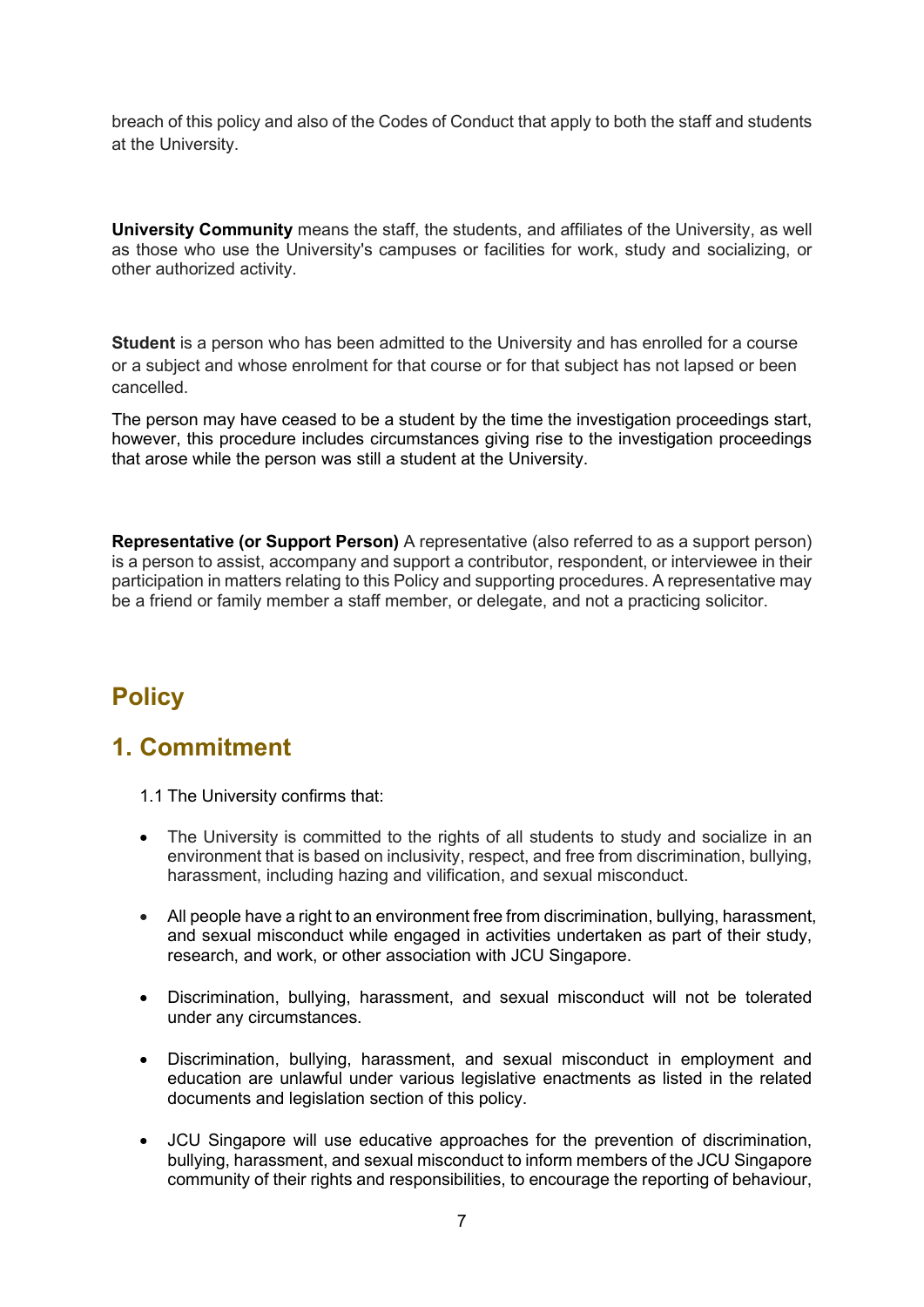breach of this policy and also of the Codes of Conduct that apply to both the staff and students at the University.

**University Community** means the staff, the students, and affiliates of the University, as well as those who use the University's campuses or facilities for work, study and socializing, or other authorized activity.

**Student** is a person who has been admitted to the University and has enrolled for a course or a subject and whose enrolment for that course or for that subject has not lapsed or been cancelled.

The person may have ceased to be a student by the time the investigation proceedings start, however, this procedure includes circumstances giving rise to the investigation proceedings that arose while the person was still a student at the University.

**Representative (or Support Person)** A representative (also referred to as a support person) is a person to assist, accompany and support a contributor, respondent, or interviewee in their participation in matters relating to this Policy and supporting procedures. A representative may be a friend or family member a staff member, or delegate, and not a practicing solicitor.

# Policy

## 1. Commitment

1.1 The University confirms that:

- The University is committed to the rights of all students to study and socialize in an environment that is based on inclusivity, respect, and free from discrimination, bullying, harassment, including hazing and vilification, and sexual misconduct.
- All people have a right to an environment free from discrimination, bullying, harassment, and sexual misconduct while engaged in activities undertaken as part of their study, research, and work, or other association with JCU Singapore.
- Discrimination, bullying, harassment, and sexual misconduct will not be tolerated under any circumstances.
- Discrimination, bullying, harassment, and sexual misconduct in employment and education are unlawful under various legislative enactments as listed in the related documents and legislation section of this policy.
- JCU Singapore will use educative approaches for the prevention of discrimination, bullying, harassment, and sexual misconduct to inform members of the JCU Singapore community of their rights and responsibilities, to encourage the reporting of behaviour,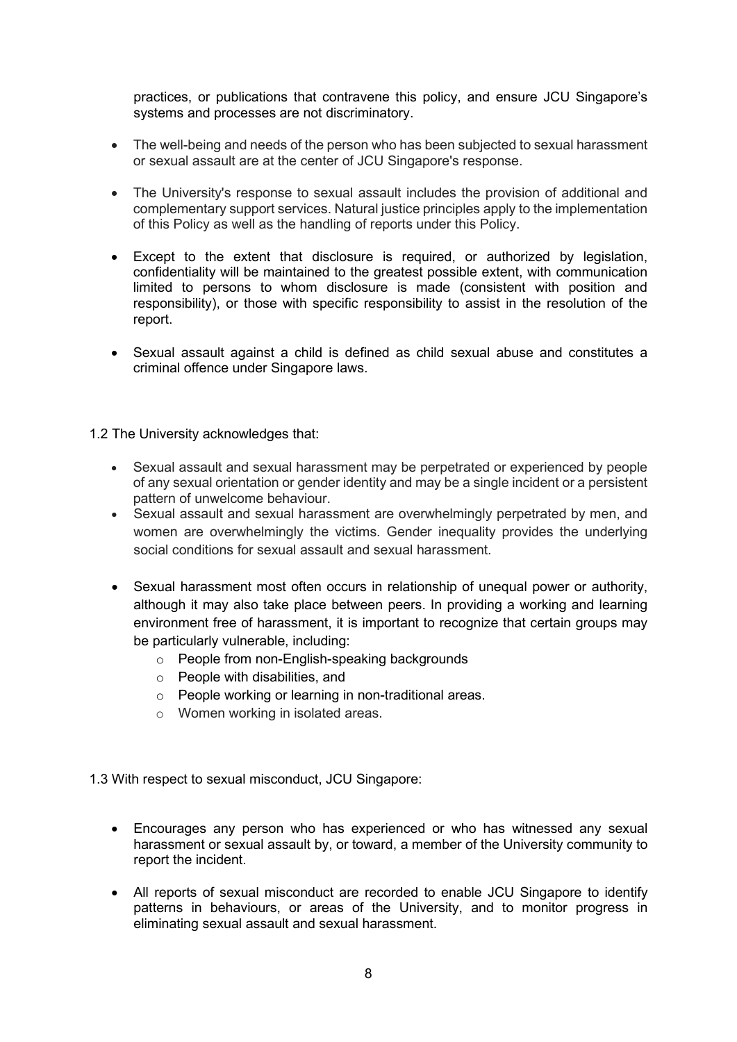practices, or publications that contravene this policy, and ensure JCU Singapore's systems and processes are not discriminatory.

- The well-being and needs of the person who has been subjected to sexual harassment or sexual assault are at the center of JCU Singapore's response.

- The University's response to sexual assault includes the provision of additional and complementary support services. Natural justice principles apply to the implementation of this Policy as well as the handling of reports under this Policy.

- Except to the extent that disclosure is required, or authorized by legislation, confidentiality will be maintained to the greatest possible extent, with communication limited to persons to whom disclosure is made (consistent with position and responsibility), or those with specific responsibility to assist in the resolution of the report.

- Sexual assault against a child is defined as child sexual abuse and constitutes a criminal offence under Singapore laws.

1.2 The University acknowledges that:

- Sexual assault and sexual harassment may be perpetrated or experienced by people of any sexual orientation or gender identity and may be a single incident or a persistent pattern of unwelcome behaviour.
- Sexual assault and sexual harassment are overwhelmingly perpetrated by men, and women are overwhelmingly the victims. Gender inequality provides the underlying social conditions for sexual assault and sexual harassment.

- Sexual harassment most often occurs in relationship of unequal power or authority, although it may also take place between peers. In providing a working and learning environment free of harassment, it is important to recognize that certain groups may be particularly vulnerable, including:
  - People from non-English-speaking backgrounds
  - People with disabilities, and
  - People working or learning in non-traditional areas.
  - Women working in isolated areas.

1.3 With respect to sexual misconduct, JCU Singapore:

- Encourages any person who has experienced or who has witnessed any sexual harassment or sexual assault by, or toward, a member of the University community to report the incident.

- All reports of sexual misconduct are recorded to enable JCU Singapore to identify patterns in behaviours, or areas of the University, and to monitor progress in eliminating sexual assault and sexual harassment.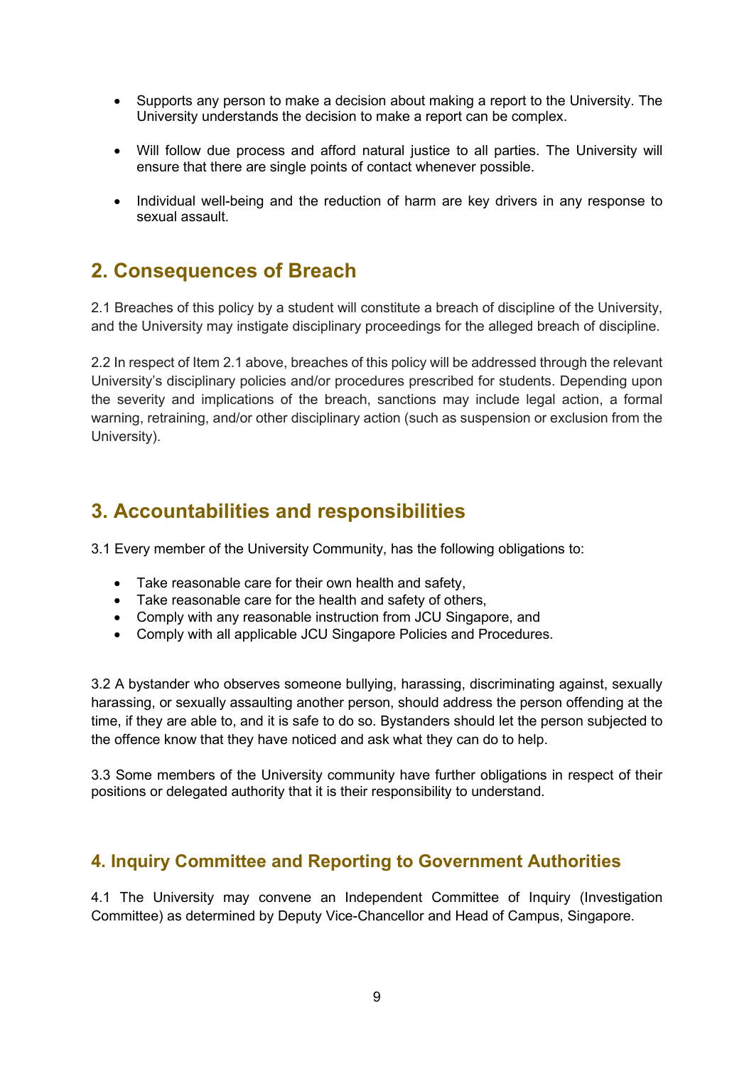- Supports any person to make a decision about making a report to the University. The University understands the decision to make a report can be complex.
- Will follow due process and afford natural justice to all parties. The University will ensure that there are single points of contact whenever possible.
- Individual well-being and the reduction of harm are key drivers in any response to sexual assault.

## 2. Consequences of Breach

2.1 Breaches of this policy by a student will constitute a breach of discipline of the University, and the University may instigate disciplinary proceedings for the alleged breach of discipline.

2.2 In respect of Item 2.1 above, breaches of this policy will be addressed through the relevant University's disciplinary policies and/or procedures prescribed for students. Depending upon the severity and implications of the breach, sanctions may include legal action, a formal warning, retraining, and/or other disciplinary action (such as suspension or exclusion from the University).

## 3. Accountabilities and responsibilities

3.1 Every member of the University Community, has the following obligations to:

- Take reasonable care for their own health and safety,
- Take reasonable care for the health and safety of others,
- Comply with any reasonable instruction from JCU Singapore, and
- Comply with all applicable JCU Singapore Policies and Procedures.

3.2 A bystander who observes someone bullying, harassing, discriminating against, sexually harassing, or sexually assaulting another person, should address the person offending at the time, if they are able to, and it is safe to do so. Bystanders should let the person subjected to the offence know that they have noticed and ask what they can do to help.

3.3 Some members of the University community have further obligations in respect of their positions or delegated authority that it is their responsibility to understand.

## 4. Inquiry Committee and Reporting to Government Authorities

4.1 The University may convene an Independent Committee of Inquiry (Investigation Committee) as determined by Deputy Vice-Chancellor and Head of Campus, Singapore.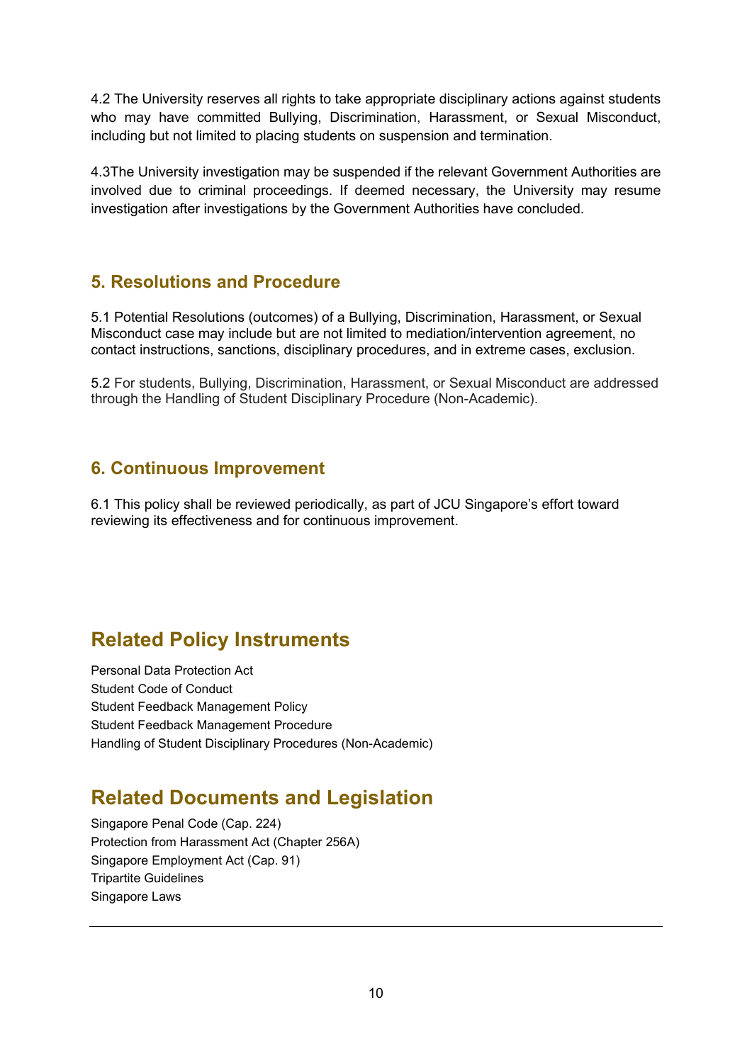4.2 The University reserves all rights to take appropriate disciplinary actions against students who may have committed Bullying, Discrimination, Harassment, or Sexual Misconduct, including but not limited to placing students on suspension and termination.

4.3The University investigation may be suspended if the relevant Government Authorities are involved due to criminal proceedings. If deemed necessary, the University may resume investigation after investigations by the Government Authorities have concluded.

### 5. Resolutions and Procedure

5.1 Potential Resolutions (outcomes) of a Bullying, Discrimination, Harassment, or Sexual Misconduct case may include but are not limited to mediation/intervention agreement, no contact instructions, sanctions, disciplinary procedures, and in extreme cases, exclusion.

5.2 For students, Bullying, Discrimination, Harassment, or Sexual Misconduct are addressed through the Handling of Student Disciplinary Procedure (Non-Academic).

### 6. Continuous Improvement

6.1 This policy shall be reviewed periodically, as part of JCU Singapore's effort toward reviewing its effectiveness and for continuous improvement.

## Related Policy Instruments

Personal Data Protection Act
Student Code of Conduct
Student Feedback Management Policy
Student Feedback Management Procedure
Handling of Student Disciplinary Procedures (Non-Academic)

## Related Documents and Legislation

Singapore Penal Code (Cap. 224)
Protection from Harassment Act (Chapter 256A)
Singapore Employment Act (Cap. 91)
Tripartite Guidelines
Singapore Laws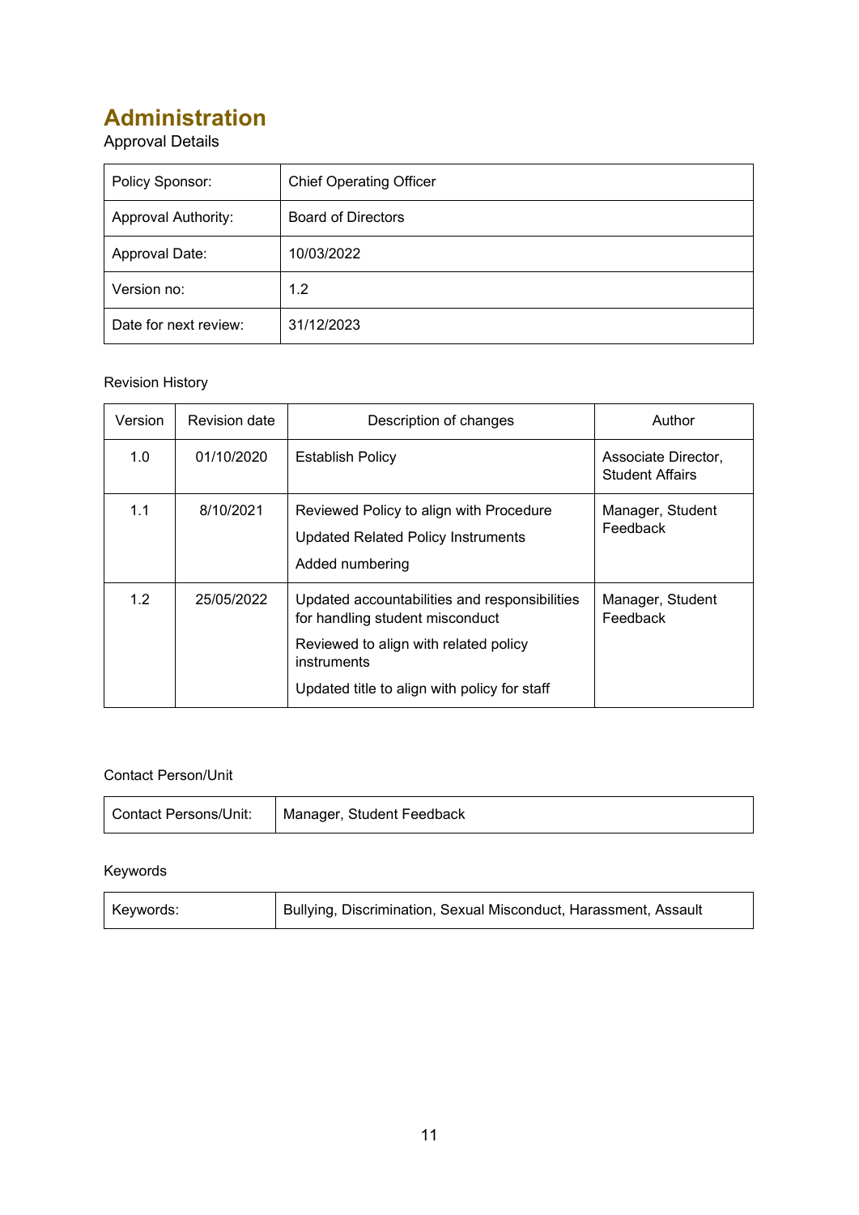# Administration

Approval Details

| | |
|---|---|
| Policy Sponsor: | Chief Operating Officer |
| Approval Authority: | Board of Directors |
| Approval Date: | 10/03/2022 |
| Version no: | 1.2 |
| Date for next review: | 31/12/2023 |

Revision History

| Version | Revision date | Description of changes | Author |
|---|---|---|---|
| 1.0 | 01/10/2020 | Establish Policy | Associate Director, Student Affairs |
| 1.1 | 8/10/2021 | Reviewed Policy to align with Procedure<br>Updated Related Policy Instruments<br>Added numbering | Manager, Student Feedback |
| 1.2 | 25/05/2022 | Updated accountabilities and responsibilities for handling student misconduct<br>Reviewed to align with related policy instruments<br>Updated title to align with policy for staff | Manager, Student Feedback |

Contact Person/Unit

| | |
|---|---|
| Contact Persons/Unit: | Manager, Student Feedback |

Keywords

| | |
|---|---|
| Keywords: | Bullying, Discrimination, Sexual Misconduct, Harassment, Assault |